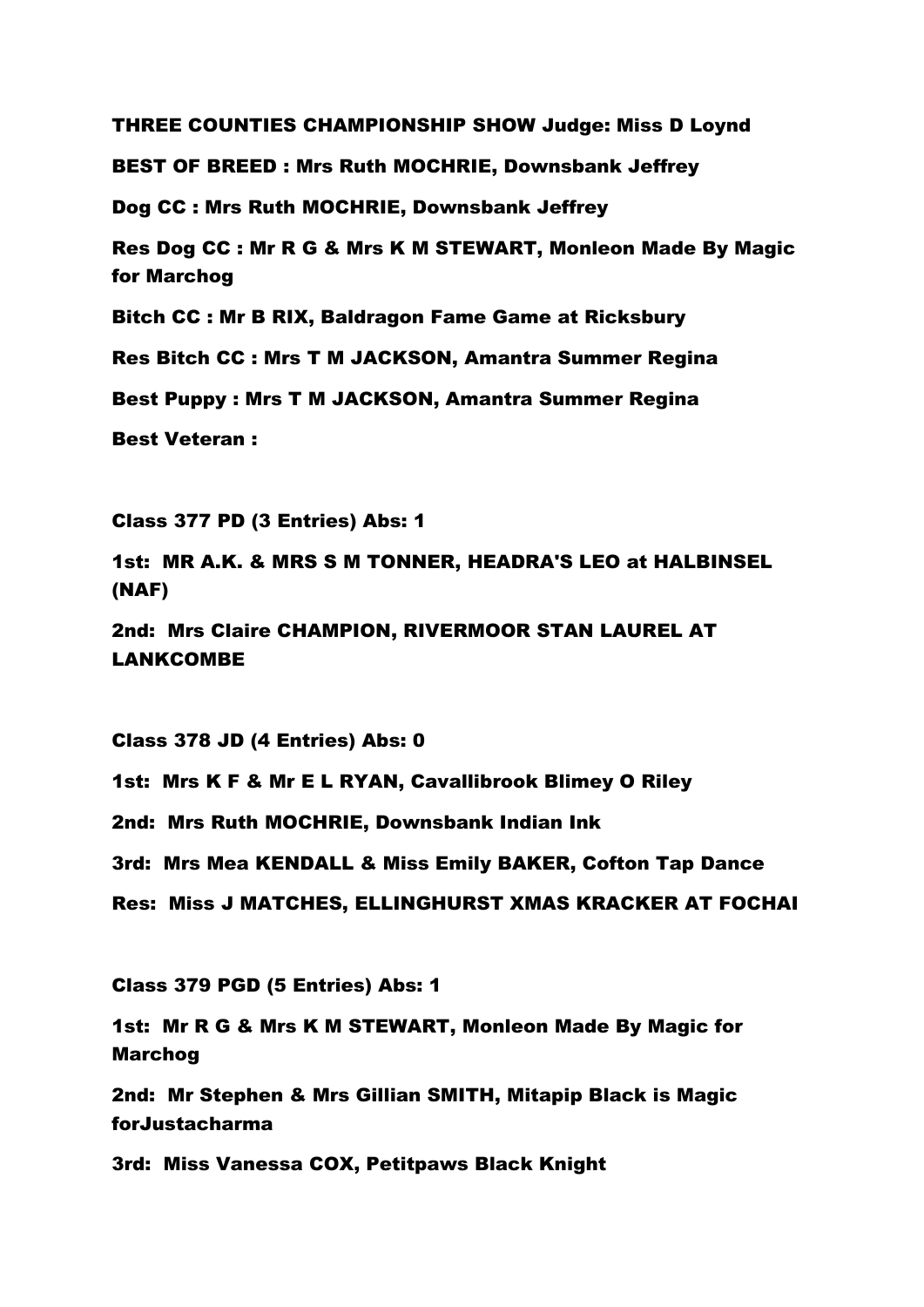**THREE COUNTIES CHAMPIONSHIP SHOW Judge: Miss D Loynd**

**BEST OF BREED : Mrs Ruth MOCHRIE, Downsbank Jeffrey**

**Dog CC : Mrs Ruth MOCHRIE, Downsbank Jeffrey**

**Res Dog CC : Mr R G & Mrs K M STEWART, Monleon Made By Magic for Marchog**

**Bitch CC : Mr B RIX, Baldragon Fame Game at Ricksbury**

**Res Bitch CC : Mrs T M JACKSON, Amantra Summer Regina**

**Best Puppy : Mrs T M JACKSON, Amantra Summer Regina**

**Best Veteran :**

**Class 377 PD (3 Entries) Abs: 1**

**1st: MR A.K. & MRS S M TONNER, HEADRA'S LEO at HALBINSEL (NAF)**

**2nd: Mrs Claire CHAMPION, RIVERMOOR STAN LAUREL AT LANKCOMBE**

**Class 378 JD (4 Entries) Abs: 0**

**1st: Mrs K F & Mr E L RYAN, Cavallibrook Blimey O Riley**

**2nd: Mrs Ruth MOCHRIE, Downsbank Indian Ink**

**3rd: Mrs Mea KENDALL & Miss Emily BAKER, Cofton Tap Dance**

**Res: Miss J MATCHES, ELLINGHURST XMAS KRACKER AT FOCHAI**

**Class 379 PGD (5 Entries) Abs: 1**

**1st: Mr R G & Mrs K M STEWART, Monleon Made By Magic for Marchog**

**2nd: Mr Stephen & Mrs Gillian SMITH, Mitapip Black is Magic forJustacharma**

**3rd: Miss Vanessa COX, Petitpaws Black Knight**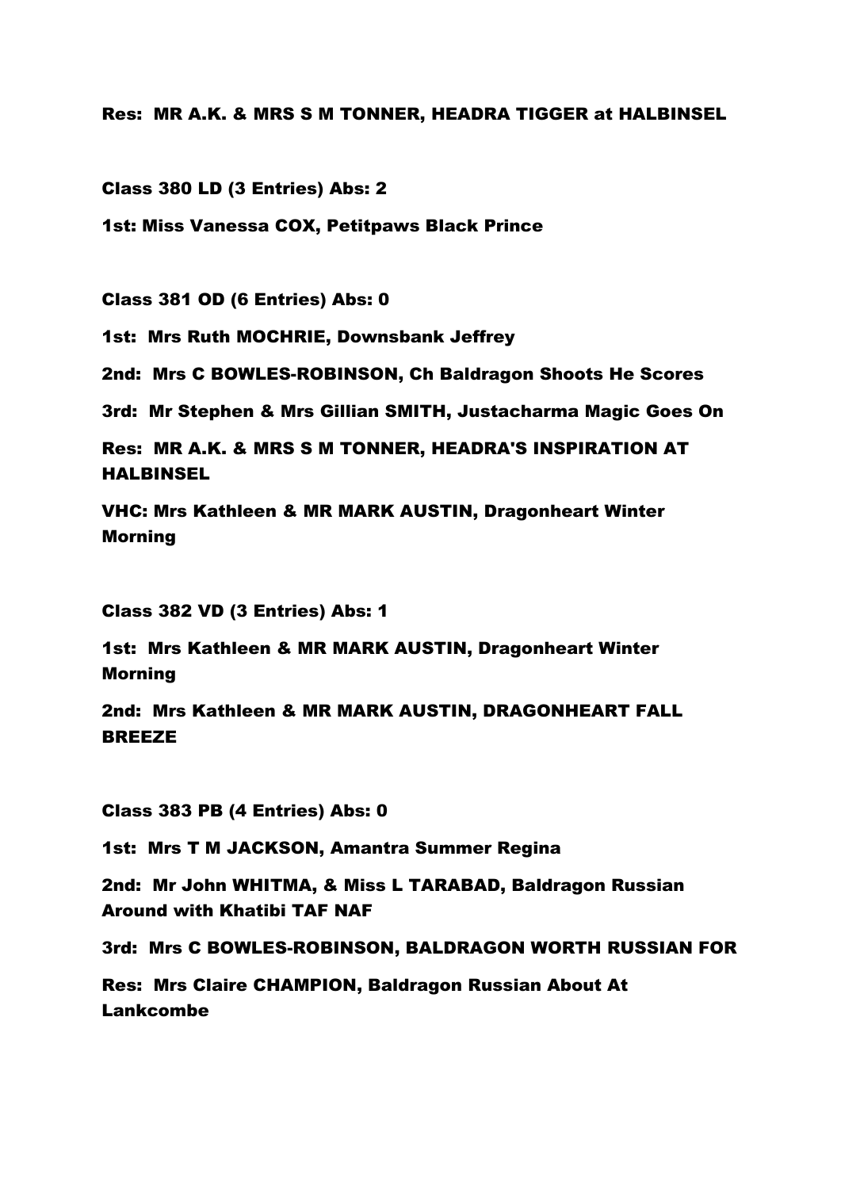**Res: MR A.K. & MRS S M TONNER, HEADRA TIGGER at HALBINSEL**

**Class 380 LD (3 Entries) Abs: 2**

**1st: Miss Vanessa COX, Petitpaws Black Prince**

**Class 381 OD (6 Entries) Abs: 0**

**1st: Mrs Ruth MOCHRIE, Downsbank Jeffrey**

**2nd: Mrs C BOWLES-ROBINSON, Ch Baldragon Shoots He Scores**

**3rd: Mr Stephen & Mrs Gillian SMITH, Justacharma Magic Goes On**

**Res: MR A.K. & MRS S M TONNER, HEADRA'S INSPIRATION AT HALBINSEL**

**VHC: Mrs Kathleen & MR MARK AUSTIN, Dragonheart Winter Morning**

**Class 382 VD (3 Entries) Abs: 1**

**1st: Mrs Kathleen & MR MARK AUSTIN, Dragonheart Winter Morning**

**2nd: Mrs Kathleen & MR MARK AUSTIN, DRAGONHEART FALL BREEZE**

**Class 383 PB (4 Entries) Abs: 0**

**1st: Mrs T M JACKSON, Amantra Summer Regina**

**2nd: Mr John WHITMA, & Miss L TARABAD, Baldragon Russian Around with Khatibi TAF NAF**

**3rd: Mrs C BOWLES-ROBINSON, BALDRAGON WORTH RUSSIAN FOR**

**Res: Mrs Claire CHAMPION, Baldragon Russian About At Lankcombe**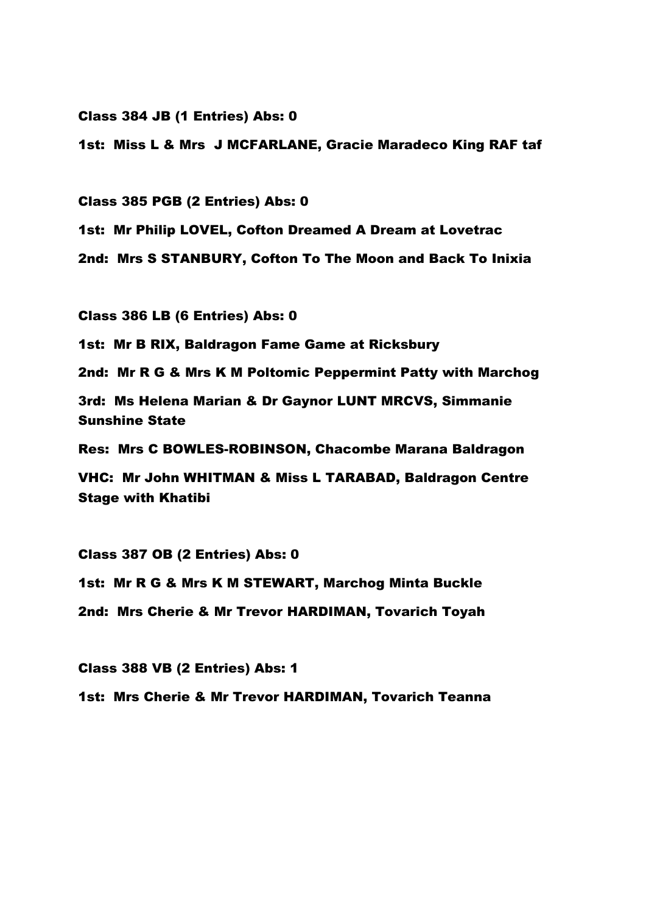**Class 384 JB (1 Entries) Abs: 0**

**1st: Miss L & Mrs J MCFARLANE, Gracie Maradeco King RAF taf**

**Class 385 PGB (2 Entries) Abs: 0**

**1st: Mr Philip LOVEL, Cofton Dreamed A Dream at Lovetrac**

**2nd: Mrs S STANBURY, Cofton To The Moon and Back To Inixia**

**Class 386 LB (6 Entries) Abs: 0**

**1st: Mr B RIX, Baldragon Fame Game at Ricksbury**

**2nd: Mr R G & Mrs K M Poltomic Peppermint Patty with Marchog**

**3rd: Ms Helena Marian & Dr Gaynor LUNT MRCVS, Simmanie Sunshine State**

**Res: Mrs C BOWLES-ROBINSON, Chacombe Marana Baldragon**

**VHC: Mr John WHITMAN & Miss L TARABAD, Baldragon Centre Stage with Khatibi**

**Class 387 OB (2 Entries) Abs: 0**

**1st: Mr R G & Mrs K M STEWART, Marchog Minta Buckle**

**2nd: Mrs Cherie & Mr Trevor HARDIMAN, Tovarich Toyah**

**Class 388 VB (2 Entries) Abs: 1**

**1st: Mrs Cherie & Mr Trevor HARDIMAN, Tovarich Teanna**